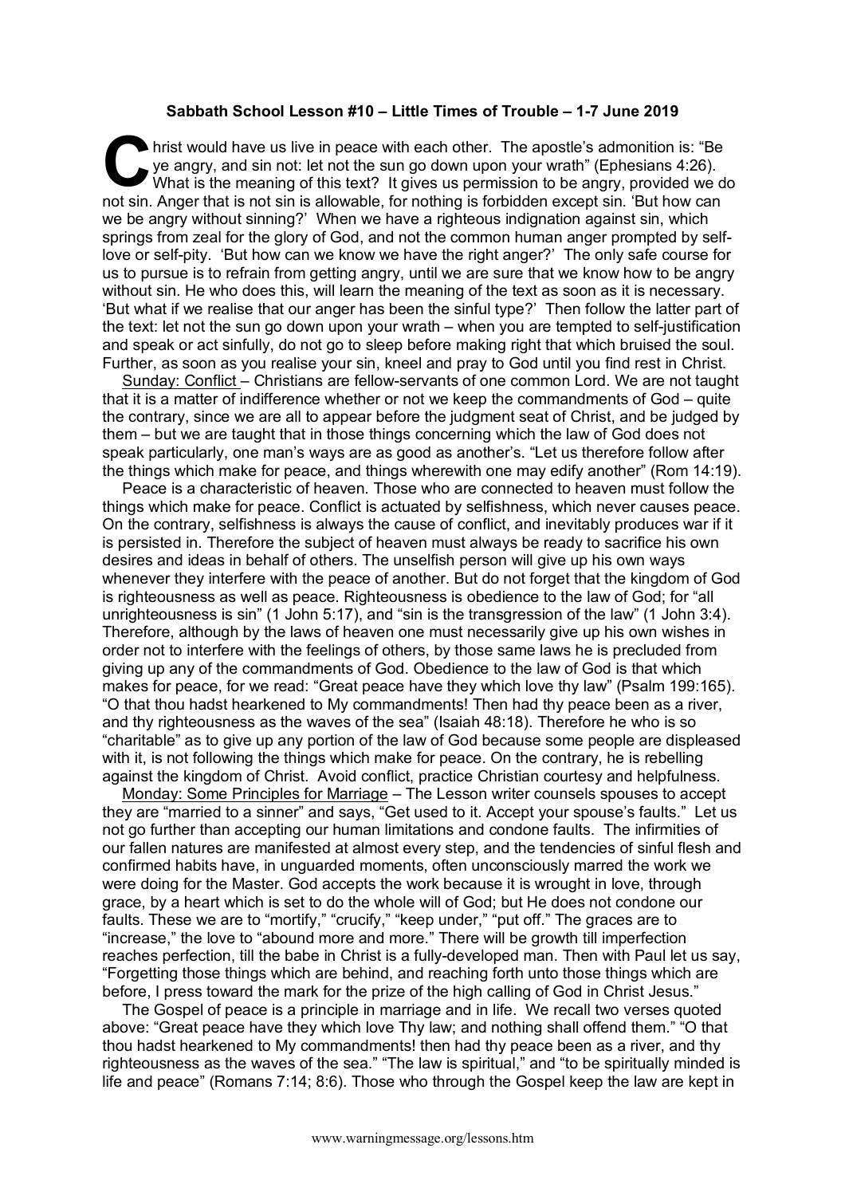**Sabbath School Lesson #10 – Little Times of Trouble – 1-7 June 2019**

Christ would have us live in peace with each other. The apostle's admonition is: "Be ye angry, and sin not: let not the sun go down upon your wrath" (Ephesians 4:26). What is the meaning of this text? It gives us permission to be angry, provided we do not sin. Anger that is not sin is allowable, for nothing is forbidden except sin. 'But how can we be angry without sinning?' When we have a righteous indignation against sin, which springs from zeal for the glory of God, and not the common human anger prompted by self-love or self-pity. 'But how can we know we have the right anger?' The only safe course for us to pursue is to refrain from getting angry, until we are sure that we know how to be angry without sin. He who does this, will learn the meaning of the text as soon as it is necessary. 'But what if we realise that our anger has been the sinful type?' Then follow the latter part of the text: let not the sun go down upon your wrath – when you are tempted to self-justification and speak or act sinfully, do not go to sleep before making right that which bruised the soul. Further, as soon as you realise your sin, kneel and pray to God until you find rest in Christ.

Sunday: Conflict – Christians are fellow-servants of one common Lord. We are not taught that it is a matter of indifference whether or not we keep the commandments of God – quite the contrary, since we are all to appear before the judgment seat of Christ, and be judged by them – but we are taught that in those things concerning which the law of God does not speak particularly, one man's ways are as good as another's. "Let us therefore follow after the things which make for peace, and things wherewith one may edify another" (Rom 14:19).

Peace is a characteristic of heaven. Those who are connected to heaven must follow the things which make for peace. Conflict is actuated by selfishness, which never causes peace. On the contrary, selfishness is always the cause of conflict, and inevitably produces war if it is persisted in. Therefore the subject of heaven must always be ready to sacrifice his own desires and ideas in behalf of others. The unselfish person will give up his own ways whenever they interfere with the peace of another. But do not forget that the kingdom of God is righteousness as well as peace. Righteousness is obedience to the law of God; for "all unrighteousness is sin" (1 John 5:17), and "sin is the transgression of the law" (1 John 3:4). Therefore, although by the laws of heaven one must necessarily give up his own wishes in order not to interfere with the feelings of others, by those same laws he is precluded from giving up any of the commandments of God. Obedience to the law of God is that which makes for peace, for we read: "Great peace have they which love thy law" (Psalm 199:165). "O that thou hadst hearkened to My commandments! Then had thy peace been as a river, and thy righteousness as the waves of the sea" (Isaiah 48:18). Therefore he who is so "charitable" as to give up any portion of the law of God because some people are displeased with it, is not following the things which make for peace. On the contrary, he is rebelling against the kingdom of Christ. Avoid conflict, practice Christian courtesy and helpfulness.

Monday: Some Principles for Marriage – The Lesson writer counsels spouses to accept they are "married to a sinner" and says, "Get used to it. Accept your spouse's faults." Let us not go further than accepting our human limitations and condone faults. The infirmities of our fallen natures are manifested at almost every step, and the tendencies of sinful flesh and confirmed habits have, in unguarded moments, often unconsciously marred the work we were doing for the Master. God accepts the work because it is wrought in love, through grace, by a heart which is set to do the whole will of God; but He does not condone our faults. These we are to "mortify," "crucify," "keep under," "put off." The graces are to "increase," the love to "abound more and more." There will be growth till imperfection reaches perfection, till the babe in Christ is a fully-developed man. Then with Paul let us say, "Forgetting those things which are behind, and reaching forth unto those things which are before, I press toward the mark for the prize of the high calling of God in Christ Jesus."

The Gospel of peace is a principle in marriage and in life. We recall two verses quoted above: "Great peace have they which love Thy law; and nothing shall offend them." "O that thou hadst hearkened to My commandments! then had thy peace been as a river, and thy righteousness as the waves of the sea." "The law is spiritual," and "to be spiritually minded is life and peace" (Romans 7:14; 8:6). Those who through the Gospel keep the law are kept in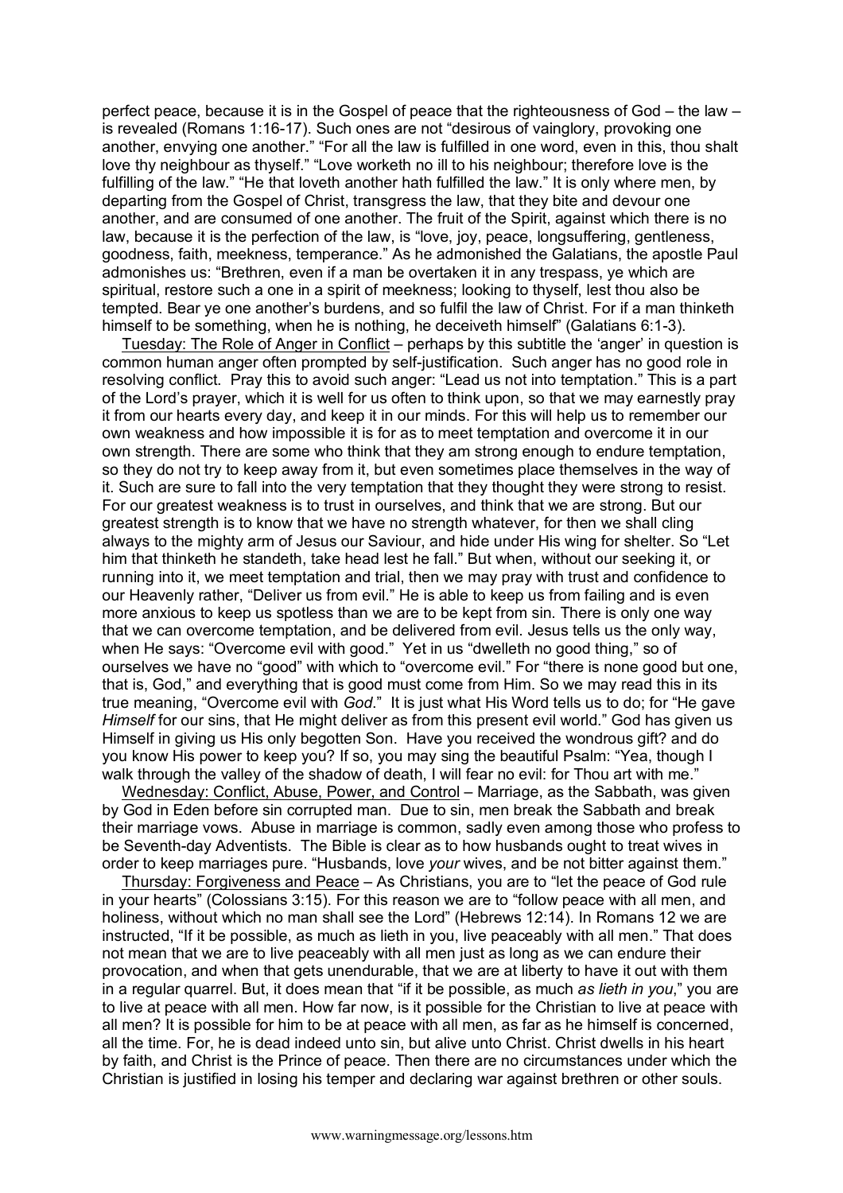perfect peace, because it is in the Gospel of peace that the righteousness of God – the law – is revealed (Romans 1:16-17). Such ones are not "desirous of vainglory, provoking one another, envying one another." "For all the law is fulfilled in one word, even in this, thou shalt love thy neighbour as thyself." "Love worketh no ill to his neighbour; therefore love is the fulfilling of the law." "He that loveth another hath fulfilled the law." It is only where men, by departing from the Gospel of Christ, transgress the law, that they bite and devour one another, and are consumed of one another. The fruit of the Spirit, against which there is no law, because it is the perfection of the law, is "love, joy, peace, longsuffering, gentleness, goodness, faith, meekness, temperance." As he admonished the Galatians, the apostle Paul admonishes us: "Brethren, even if a man be overtaken it in any trespass, ye which are spiritual, restore such a one in a spirit of meekness; looking to thyself, lest thou also be tempted. Bear ye one another's burdens, and so fulfil the law of Christ. For if a man thinketh himself to be something, when he is nothing, he deceiveth himself" (Galatians 6:1-3).

Tuesday: The Role of Anger in Conflict – perhaps by this subtitle the 'anger' in question is common human anger often prompted by self-justification. Such anger has no good role in resolving conflict. Pray this to avoid such anger: "Lead us not into temptation." This is a part of the Lord's prayer, which it is well for us often to think upon, so that we may earnestly pray it from our hearts every day, and keep it in our minds. For this will help us to remember our own weakness and how impossible it is for as to meet temptation and overcome it in our own strength. There are some who think that they am strong enough to endure temptation, so they do not try to keep away from it, but even sometimes place themselves in the way of it. Such are sure to fall into the very temptation that they thought they were strong to resist. For our greatest weakness is to trust in ourselves, and think that we are strong. But our greatest strength is to know that we have no strength whatever, for then we shall cling always to the mighty arm of Jesus our Saviour, and hide under His wing for shelter. So "Let him that thinketh he standeth, take head lest he fall." But when, without our seeking it, or running into it, we meet temptation and trial, then we may pray with trust and confidence to our Heavenly rather, "Deliver us from evil." He is able to keep us from failing and is even more anxious to keep us spotless than we are to be kept from sin. There is only one way that we can overcome temptation, and be delivered from evil. Jesus tells us the only way, when He says: "Overcome evil with good." Yet in us "dwelleth no good thing," so of ourselves we have no "good" with which to "overcome evil." For "there is none good but one, that is, God," and everything that is good must come from Him. So we may read this in its true meaning, "Overcome evil with *God*." It is just what His Word tells us to do; for "He gave *Himself* for our sins, that He might deliver as from this present evil world." God has given us Himself in giving us His only begotten Son. Have you received the wondrous gift? and do you know His power to keep you? If so, you may sing the beautiful Psalm: "Yea, though I walk through the valley of the shadow of death, I will fear no evil: for Thou art with me."

Wednesday: Conflict, Abuse, Power, and Control – Marriage, as the Sabbath, was given by God in Eden before sin corrupted man. Due to sin, men break the Sabbath and break their marriage vows. Abuse in marriage is common, sadly even among those who profess to be Seventh-day Adventists. The Bible is clear as to how husbands ought to treat wives in order to keep marriages pure. "Husbands, love *your* wives, and be not bitter against them."

Thursday: Forgiveness and Peace – As Christians, you are to "let the peace of God rule in your hearts" (Colossians 3:15). For this reason we are to "follow peace with all men, and holiness, without which no man shall see the Lord" (Hebrews 12:14). In Romans 12 we are instructed, "If it be possible, as much as lieth in you, live peaceably with all men." That does not mean that we are to live peaceably with all men just as long as we can endure their provocation, and when that gets unendurable, that we are at liberty to have it out with them in a regular quarrel. But, it does mean that "if it be possible, as much *as lieth in you*," you are to live at peace with all men. How far now, is it possible for the Christian to live at peace with all men? It is possible for him to be at peace with all men, as far as he himself is concerned, all the time. For, he is dead indeed unto sin, but alive unto Christ. Christ dwells in his heart by faith, and Christ is the Prince of peace. Then there are no circumstances under which the Christian is justified in losing his temper and declaring war against brethren or other souls.